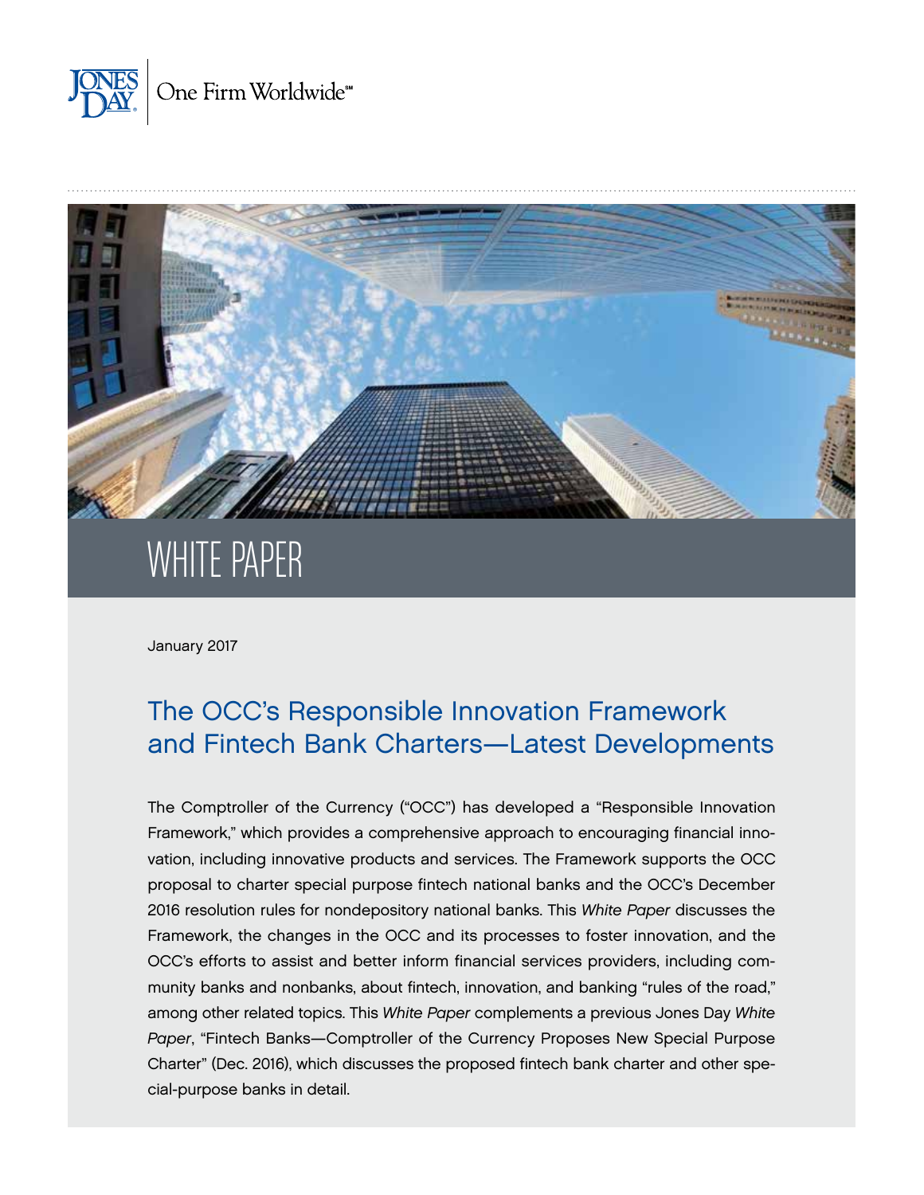JONES DAY. One Firm Worldwide℠

WHITE PAPER

January 2017

# The OCC's Responsible Innovation Framework and Fintech Bank Charters—Latest Developments

The Comptroller of the Currency ("OCC") has developed a "Responsible Innovation Framework," which provides a comprehensive approach to encouraging financial innovation, including innovative products and services. The Framework supports the OCC proposal to charter special purpose fintech national banks and the OCC's December 2016 resolution rules for nondepository national banks. This *White Paper* discusses the Framework, the changes in the OCC and its processes to foster innovation, and the OCC's efforts to assist and better inform financial services providers, including community banks and nonbanks, about fintech, innovation, and banking "rules of the road," among other related topics. This *White Paper* complements a previous Jones Day *White Paper*, "Fintech Banks—Comptroller of the Currency Proposes New Special Purpose Charter" (Dec. 2016), which discusses the proposed fintech bank charter and other special-purpose banks in detail.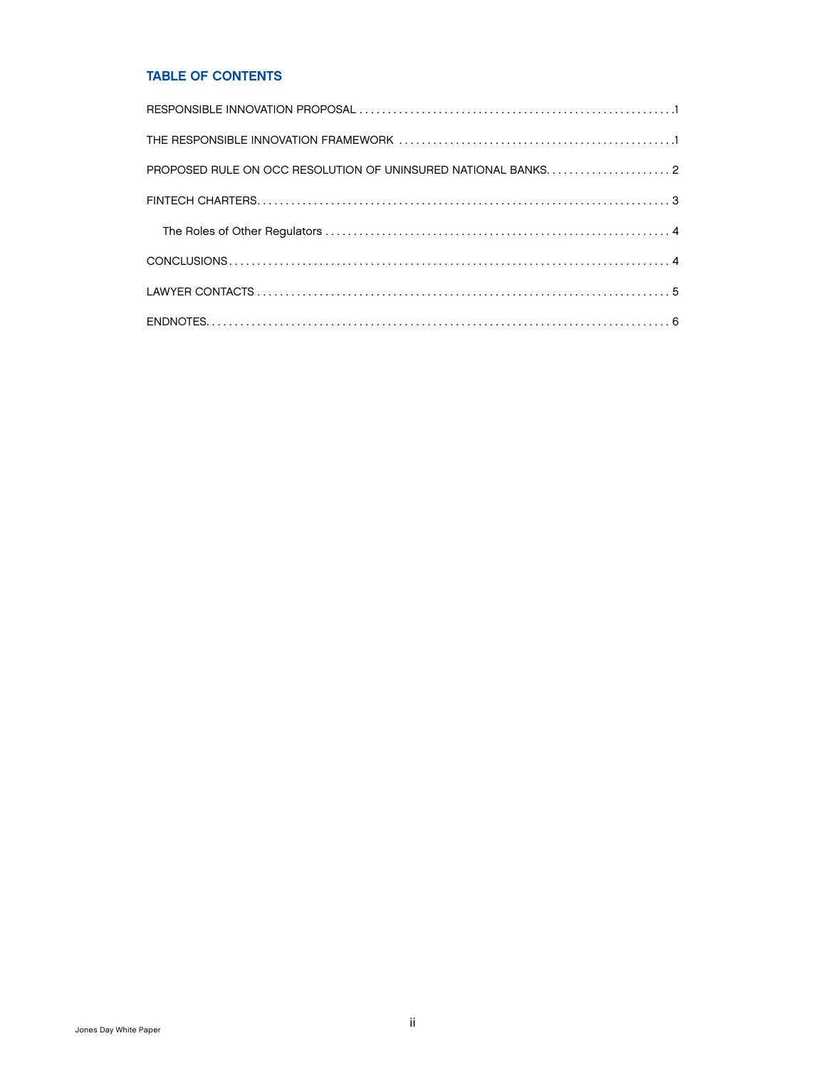## TABLE OF CONTENTS

RESPONSIBLE INNOVATION PROPOSAL . . . . . . . . . . . . . . . . . . . . . . . . . . . . . . . . . . . . . . . . . . . . . . . . . . . . . . .1

THE RESPONSIBLE INNOVATION FRAMEWORK . . . . . . . . . . . . . . . . . . . . . . . . . . . . . . . . . . . . . . . . . . . . . . . .1

PROPOSED RULE ON OCC RESOLUTION OF UNINSURED NATIONAL BANKS. . . . . . . . . . . . . . . . . . . . . . 2

FINTECH CHARTERS. . . . . . . . . . . . . . . . . . . . . . . . . . . . . . . . . . . . . . . . . . . . . . . . . . . . . . . . . . . . . . . . . . . . . . . . 3

The Roles of Other Regulators . . . . . . . . . . . . . . . . . . . . . . . . . . . . . . . . . . . . . . . . . . . . . . . . . . . . . . . . . . . . 4

CONCLUSIONS . . . . . . . . . . . . . . . . . . . . . . . . . . . . . . . . . . . . . . . . . . . . . . . . . . . . . . . . . . . . . . . . . . . . . . . . . . . . 4

LAWYER CONTACTS . . . . . . . . . . . . . . . . . . . . . . . . . . . . . . . . . . . . . . . . . . . . . . . . . . . . . . . . . . . . . . . . . . . . . . . 5

ENDNOTES. . . . . . . . . . . . . . . . . . . . . . . . . . . . . . . . . . . . . . . . . . . . . . . . . . . . . . . . . . . . . . . . . . . . . . . . . . . . . . . . 6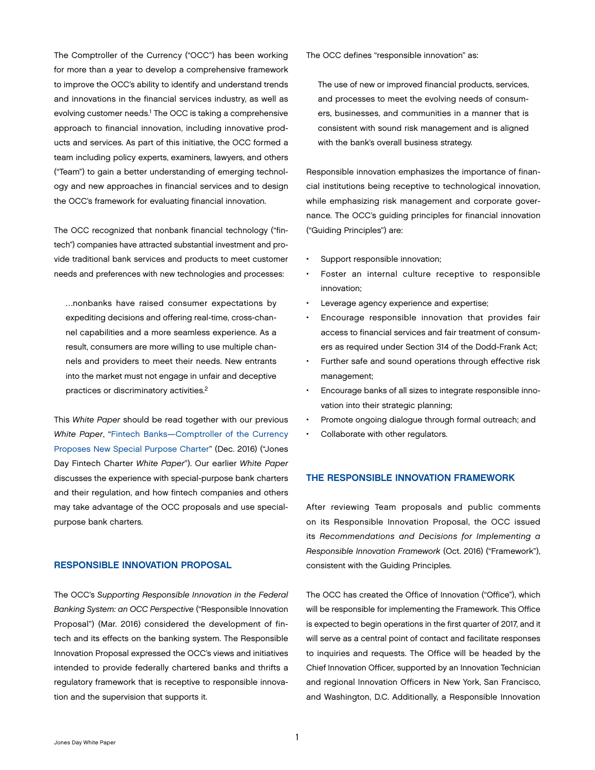The Comptroller of the Currency ("OCC") has been working for more than a year to develop a comprehensive framework to improve the OCC's ability to identify and understand trends and innovations in the financial services industry, as well as evolving customer needs.[1] The OCC is taking a comprehensive approach to financial innovation, including innovative products and services. As part of this initiative, the OCC formed a team including policy experts, examiners, lawyers, and others ("Team") to gain a better understanding of emerging technology and new approaches in financial services and to design the OCC's framework for evaluating financial innovation.

The OCC recognized that nonbank financial technology ("fintech") companies have attracted substantial investment and provide traditional bank services and products to meet customer needs and preferences with new technologies and processes:

> ...nonbanks have raised consumer expectations by expediting decisions and offering real-time, cross-channel capabilities and a more seamless experience. As a result, consumers are more willing to use multiple channels and providers to meet their needs. New entrants into the market must not engage in unfair and deceptive practices or discriminatory activities.[2]

This *White Paper* should be read together with our previous *White Paper*, "Fintech Banks—Comptroller of the Currency Proposes New Special Purpose Charter" (Dec. 2016) ("Jones Day Fintech Charter *White Paper*"). Our earlier *White Paper* discusses the experience with special-purpose bank charters and their regulation, and how fintech companies and others may take advantage of the OCC proposals and use special-purpose bank charters.

## RESPONSIBLE INNOVATION PROPOSAL

The OCC's *Supporting Responsible Innovation in the Federal Banking System: an OCC Perspective* ("Responsible Innovation Proposal") (Mar. 2016) considered the development of fintech and its effects on the banking system. The Responsible Innovation Proposal expressed the OCC's views and initiatives intended to provide federally chartered banks and thrifts a regulatory framework that is receptive to responsible innovation and the supervision that supports it.

The OCC defines "responsible innovation" as:

> The use of new or improved financial products, services, and processes to meet the evolving needs of consumers, businesses, and communities in a manner that is consistent with sound risk management and is aligned with the bank's overall business strategy.

Responsible innovation emphasizes the importance of financial institutions being receptive to technological innovation, while emphasizing risk management and corporate governance. The OCC's guiding principles for financial innovation ("Guiding Principles") are:

- Support responsible innovation;
- Foster an internal culture receptive to responsible innovation;
- Leverage agency experience and expertise;
- Encourage responsible innovation that provides fair access to financial services and fair treatment of consumers as required under Section 314 of the Dodd-Frank Act;
- Further safe and sound operations through effective risk management;
- Encourage banks of all sizes to integrate responsible innovation into their strategic planning;
- Promote ongoing dialogue through formal outreach; and
- Collaborate with other regulators.

## THE RESPONSIBLE INNOVATION FRAMEWORK

After reviewing Team proposals and public comments on its Responsible Innovation Proposal, the OCC issued its *Recommendations and Decisions for Implementing a Responsible Innovation Framework* (Oct. 2016) ("Framework"), consistent with the Guiding Principles.

The OCC has created the Office of Innovation ("Office"), which will be responsible for implementing the Framework. This Office is expected to begin operations in the first quarter of 2017, and it will serve as a central point of contact and facilitate responses to inquiries and requests. The Office will be headed by the Chief Innovation Officer, supported by an Innovation Technician and regional Innovation Officers in New York, San Francisco, and Washington, D.C. Additionally, a Responsible Innovation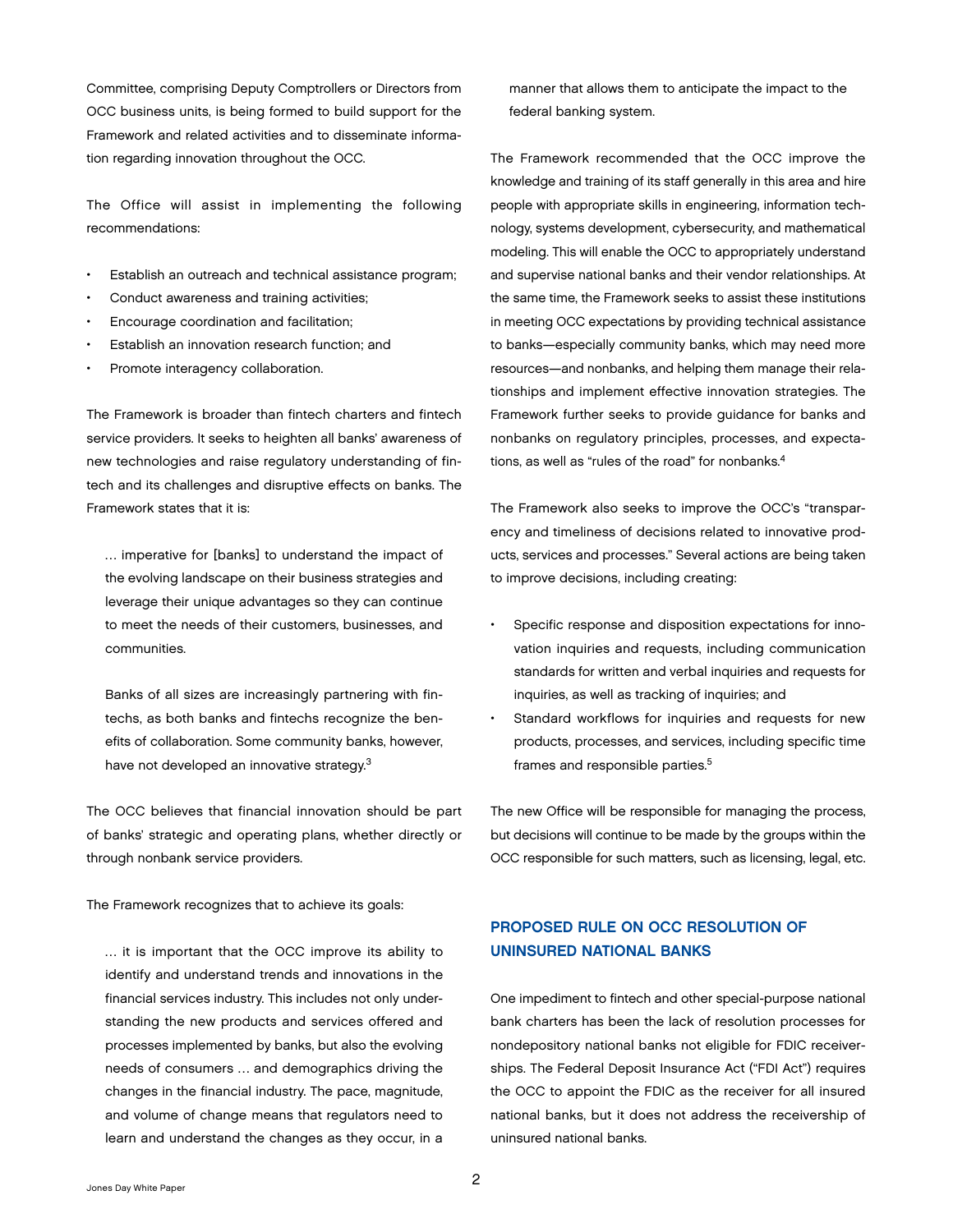Committee, comprising Deputy Comptrollers or Directors from OCC business units, is being formed to build support for the Framework and related activities and to disseminate information regarding innovation throughout the OCC.

The Office will assist in implementing the following recommendations:

- Establish an outreach and technical assistance program;
- Conduct awareness and training activities;
- Encourage coordination and facilitation;
- Establish an innovation research function; and
- Promote interagency collaboration.

The Framework is broader than fintech charters and fintech service providers. It seeks to heighten all banks' awareness of new technologies and raise regulatory understanding of fintech and its challenges and disruptive effects on banks. The Framework states that it is:

> … imperative for [banks] to understand the impact of the evolving landscape on their business strategies and leverage their unique advantages so they can continue to meet the needs of their customers, businesses, and communities.
>
> Banks of all sizes are increasingly partnering with fintechs, as both banks and fintechs recognize the benefits of collaboration. Some community banks, however, have not developed an innovative strategy.[3]

The OCC believes that financial innovation should be part of banks' strategic and operating plans, whether directly or through nonbank service providers.

The Framework recognizes that to achieve its goals:

> … it is important that the OCC improve its ability to identify and understand trends and innovations in the financial services industry. This includes not only understanding the new products and services offered and processes implemented by banks, but also the evolving needs of consumers … and demographics driving the changes in the financial industry. The pace, magnitude, and volume of change means that regulators need to learn and understand the changes as they occur, in a manner that allows them to anticipate the impact to the federal banking system.

The Framework recommended that the OCC improve the knowledge and training of its staff generally in this area and hire people with appropriate skills in engineering, information technology, systems development, cybersecurity, and mathematical modeling. This will enable the OCC to appropriately understand and supervise national banks and their vendor relationships. At the same time, the Framework seeks to assist these institutions in meeting OCC expectations by providing technical assistance to banks—especially community banks, which may need more resources—and nonbanks, and helping them manage their relationships and implement effective innovation strategies. The Framework further seeks to provide guidance for banks and nonbanks on regulatory principles, processes, and expectations, as well as "rules of the road" for nonbanks.[4]

The Framework also seeks to improve the OCC's "transparency and timeliness of decisions related to innovative products, services and processes." Several actions are being taken to improve decisions, including creating:

- Specific response and disposition expectations for innovation inquiries and requests, including communication standards for written and verbal inquiries and requests for inquiries, as well as tracking of inquiries; and
- Standard workflows for inquiries and requests for new products, processes, and services, including specific time frames and responsible parties.[5]

The new Office will be responsible for managing the process, but decisions will continue to be made by the groups within the OCC responsible for such matters, such as licensing, legal, etc.

## PROPOSED RULE ON OCC RESOLUTION OF UNINSURED NATIONAL BANKS

One impediment to fintech and other special-purpose national bank charters has been the lack of resolution processes for nondepository national banks not eligible for FDIC receiverships. The Federal Deposit Insurance Act ("FDI Act") requires the OCC to appoint the FDIC as the receiver for all insured national banks, but it does not address the receivership of uninsured national banks.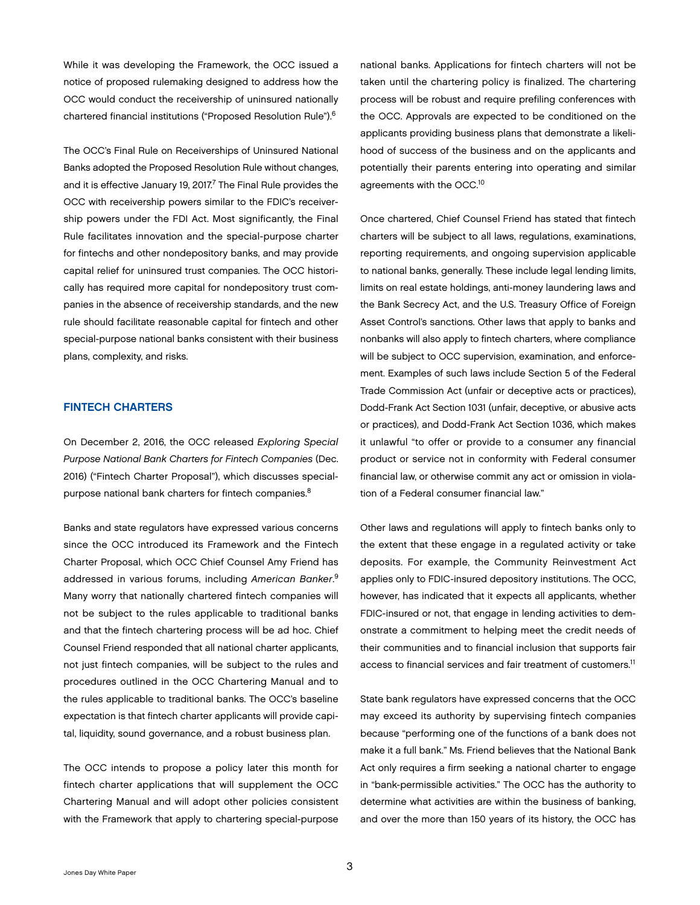While it was developing the Framework, the OCC issued a notice of proposed rulemaking designed to address how the OCC would conduct the receivership of uninsured nationally chartered financial institutions ("Proposed Resolution Rule").[6]

The OCC's Final Rule on Receiverships of Uninsured National Banks adopted the Proposed Resolution Rule without changes, and it is effective January 19, 2017.[7] The Final Rule provides the OCC with receivership powers similar to the FDIC's receivership powers under the FDI Act. Most significantly, the Final Rule facilitates innovation and the special-purpose charter for fintechs and other nondepository banks, and may provide capital relief for uninsured trust companies. The OCC historically has required more capital for nondepository trust companies in the absence of receivership standards, and the new rule should facilitate reasonable capital for fintech and other special-purpose national banks consistent with their business plans, complexity, and risks.

## FINTECH CHARTERS

On December 2, 2016, the OCC released *Exploring Special Purpose National Bank Charters for Fintech Companies* (Dec. 2016) ("Fintech Charter Proposal"), which discusses special-purpose national bank charters for fintech companies.[8]

Banks and state regulators have expressed various concerns since the OCC introduced its Framework and the Fintech Charter Proposal, which OCC Chief Counsel Amy Friend has addressed in various forums, including *American Banker*.[9] Many worry that nationally chartered fintech companies will not be subject to the rules applicable to traditional banks and that the fintech chartering process will be ad hoc. Chief Counsel Friend responded that all national charter applicants, not just fintech companies, will be subject to the rules and procedures outlined in the OCC Chartering Manual and to the rules applicable to traditional banks. The OCC's baseline expectation is that fintech charter applicants will provide capital, liquidity, sound governance, and a robust business plan.

The OCC intends to propose a policy later this month for fintech charter applications that will supplement the OCC Chartering Manual and will adopt other policies consistent with the Framework that apply to chartering special-purpose national banks. Applications for fintech charters will not be taken until the chartering policy is finalized. The chartering process will be robust and require prefiling conferences with the OCC. Approvals are expected to be conditioned on the applicants providing business plans that demonstrate a likelihood of success of the business and on the applicants and potentially their parents entering into operating and similar agreements with the OCC.[10]

Once chartered, Chief Counsel Friend has stated that fintech charters will be subject to all laws, regulations, examinations, reporting requirements, and ongoing supervision applicable to national banks, generally. These include legal lending limits, limits on real estate holdings, anti-money laundering laws and the Bank Secrecy Act, and the U.S. Treasury Office of Foreign Asset Control's sanctions. Other laws that apply to banks and nonbanks will also apply to fintech charters, where compliance will be subject to OCC supervision, examination, and enforcement. Examples of such laws include Section 5 of the Federal Trade Commission Act (unfair or deceptive acts or practices), Dodd-Frank Act Section 1031 (unfair, deceptive, or abusive acts or practices), and Dodd-Frank Act Section 1036, which makes it unlawful "to offer or provide to a consumer any financial product or service not in conformity with Federal consumer financial law, or otherwise commit any act or omission in violation of a Federal consumer financial law."

Other laws and regulations will apply to fintech banks only to the extent that these engage in a regulated activity or take deposits. For example, the Community Reinvestment Act applies only to FDIC-insured depository institutions. The OCC, however, has indicated that it expects all applicants, whether FDIC-insured or not, that engage in lending activities to demonstrate a commitment to helping meet the credit needs of their communities and to financial inclusion that supports fair access to financial services and fair treatment of customers.[11]

State bank regulators have expressed concerns that the OCC may exceed its authority by supervising fintech companies because "performing one of the functions of a bank does not make it a full bank." Ms. Friend believes that the National Bank Act only requires a firm seeking a national charter to engage in "bank-permissible activities." The OCC has the authority to determine what activities are within the business of banking, and over the more than 150 years of its history, the OCC has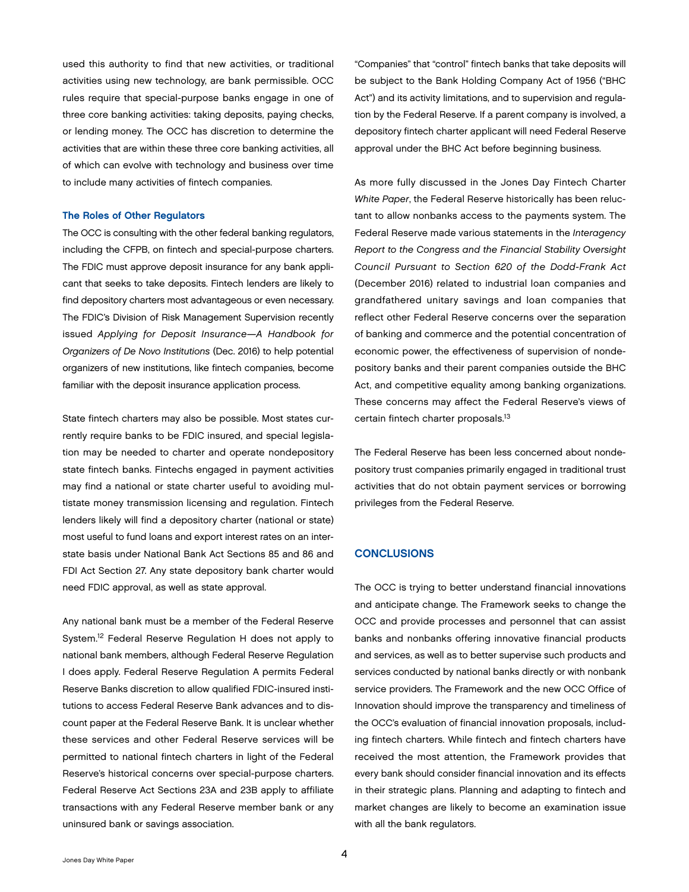used this authority to find that new activities, or traditional activities using new technology, are bank permissible. OCC rules require that special-purpose banks engage in one of three core banking activities: taking deposits, paying checks, or lending money. The OCC has discretion to determine the activities that are within these three core banking activities, all of which can evolve with technology and business over time to include many activities of fintech companies.

### The Roles of Other Regulators

The OCC is consulting with the other federal banking regulators, including the CFPB, on fintech and special-purpose charters. The FDIC must approve deposit insurance for any bank applicant that seeks to take deposits. Fintech lenders are likely to find depository charters most advantageous or even necessary. The FDIC's Division of Risk Management Supervision recently issued *Applying for Deposit Insurance—A Handbook for Organizers of De Novo Institutions* (Dec. 2016) to help potential organizers of new institutions, like fintech companies, become familiar with the deposit insurance application process.

State fintech charters may also be possible. Most states currently require banks to be FDIC insured, and special legislation may be needed to charter and operate nondepository state fintech banks. Fintechs engaged in payment activities may find a national or state charter useful to avoiding multistate money transmission licensing and regulation. Fintech lenders likely will find a depository charter (national or state) most useful to fund loans and export interest rates on an interstate basis under National Bank Act Sections 85 and 86 and FDI Act Section 27. Any state depository bank charter would need FDIC approval, as well as state approval.

Any national bank must be a member of the Federal Reserve System.[12] Federal Reserve Regulation H does not apply to national bank members, although Federal Reserve Regulation I does apply. Federal Reserve Regulation A permits Federal Reserve Banks discretion to allow qualified FDIC-insured institutions to access Federal Reserve Bank advances and to discount paper at the Federal Reserve Bank. It is unclear whether these services and other Federal Reserve services will be permitted to national fintech charters in light of the Federal Reserve's historical concerns over special-purpose charters. Federal Reserve Act Sections 23A and 23B apply to affiliate transactions with any Federal Reserve member bank or any uninsured bank or savings association.

"Companies" that "control" fintech banks that take deposits will be subject to the Bank Holding Company Act of 1956 ("BHC Act") and its activity limitations, and to supervision and regulation by the Federal Reserve. If a parent company is involved, a depository fintech charter applicant will need Federal Reserve approval under the BHC Act before beginning business.

As more fully discussed in the Jones Day Fintech Charter *White Paper*, the Federal Reserve historically has been reluctant to allow nonbanks access to the payments system. The Federal Reserve made various statements in the *Interagency Report to the Congress and the Financial Stability Oversight Council Pursuant to Section 620 of the Dodd-Frank Act* (December 2016) related to industrial loan companies and grandfathered unitary savings and loan companies that reflect other Federal Reserve concerns over the separation of banking and commerce and the potential concentration of economic power, the effectiveness of supervision of nondepository banks and their parent companies outside the BHC Act, and competitive equality among banking organizations. These concerns may affect the Federal Reserve's views of certain fintech charter proposals.[13]

The Federal Reserve has been less concerned about nondepository trust companies primarily engaged in traditional trust activities that do not obtain payment services or borrowing privileges from the Federal Reserve.

## CONCLUSIONS

The OCC is trying to better understand financial innovations and anticipate change. The Framework seeks to change the OCC and provide processes and personnel that can assist banks and nonbanks offering innovative financial products and services, as well as to better supervise such products and services conducted by national banks directly or with nonbank service providers. The Framework and the new OCC Office of Innovation should improve the transparency and timeliness of the OCC's evaluation of financial innovation proposals, including fintech charters. While fintech and fintech charters have received the most attention, the Framework provides that every bank should consider financial innovation and its effects in their strategic plans. Planning and adapting to fintech and market changes are likely to become an examination issue with all the bank regulators.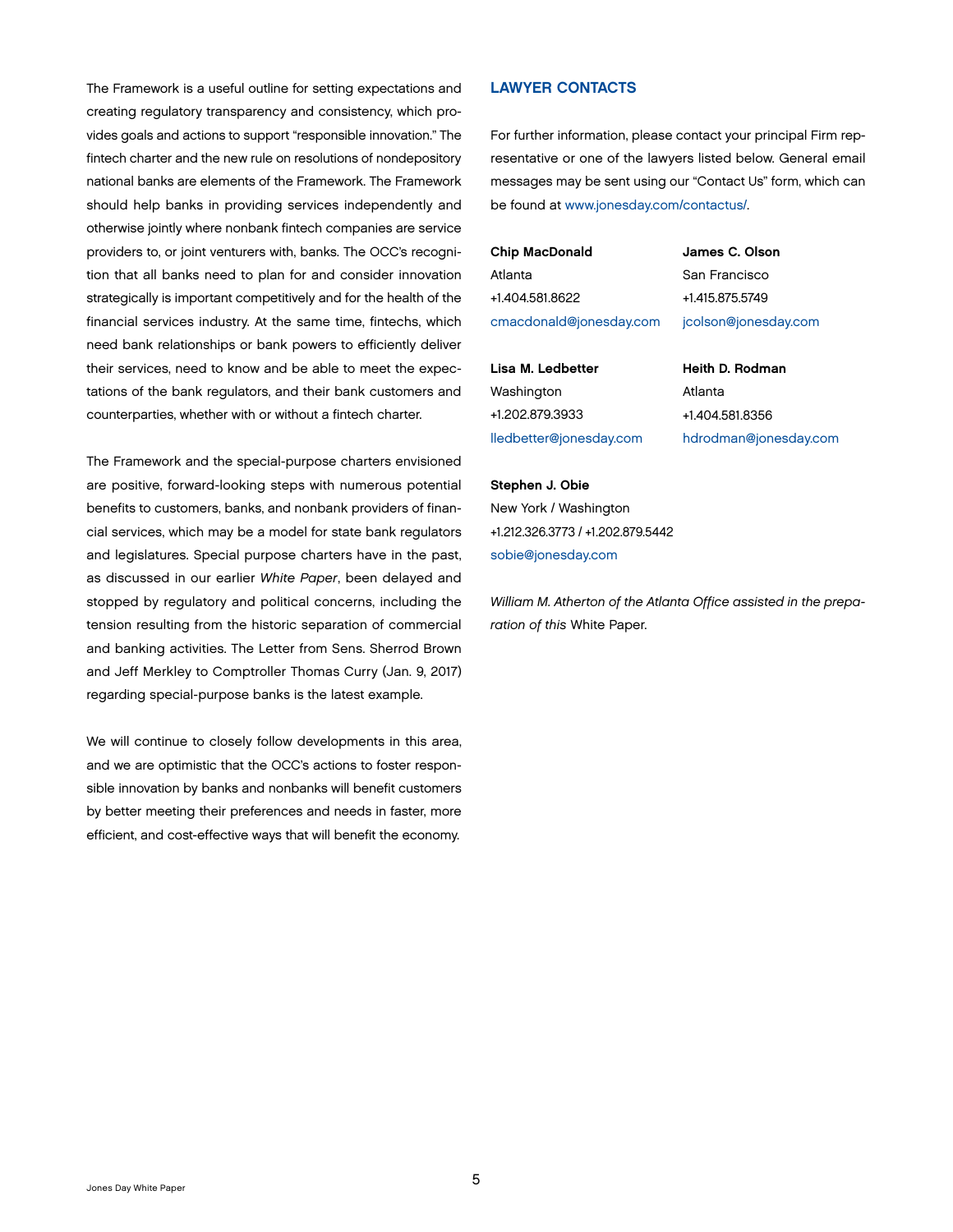The Framework is a useful outline for setting expectations and creating regulatory transparency and consistency, which provides goals and actions to support "responsible innovation." The fintech charter and the new rule on resolutions of nondepository national banks are elements of the Framework. The Framework should help banks in providing services independently and otherwise jointly where nonbank fintech companies are service providers to, or joint venturers with, banks. The OCC's recognition that all banks need to plan for and consider innovation strategically is important competitively and for the health of the financial services industry. At the same time, fintechs, which need bank relationships or bank powers to efficiently deliver their services, need to know and be able to meet the expectations of the bank regulators, and their bank customers and counterparties, whether with or without a fintech charter.

The Framework and the special-purpose charters envisioned are positive, forward-looking steps with numerous potential benefits to customers, banks, and nonbank providers of financial services, which may be a model for state bank regulators and legislatures. Special purpose charters have in the past, as discussed in our earlier *White Paper*, been delayed and stopped by regulatory and political concerns, including the tension resulting from the historic separation of commercial and banking activities. The Letter from Sens. Sherrod Brown and Jeff Merkley to Comptroller Thomas Curry (Jan. 9, 2017) regarding special-purpose banks is the latest example.

We will continue to closely follow developments in this area, and we are optimistic that the OCC's actions to foster responsible innovation by banks and nonbanks will benefit customers by better meeting their preferences and needs in faster, more efficient, and cost-effective ways that will benefit the economy.

## LAWYER CONTACTS

For further information, please contact your principal Firm representative or one of the lawyers listed below. General email messages may be sent using our "Contact Us" form, which can be found at www.jonesday.com/contactus/.

**Chip MacDonald**
Atlanta
+1.404.581.8622
cmacdonald@jonesday.com

**James C. Olson**
San Francisco
+1.415.875.5749
jcolson@jonesday.com

**Lisa M. Ledbetter**
Washington
+1.202.879.3933
lledbetter@jonesday.com

**Heith D. Rodman**
Atlanta
+1.404.581.8356
hdrodman@jonesday.com

**Stephen J. Obie**
New York / Washington
+1.212.326.3773 / +1.202.879.5442
sobie@jonesday.com

*William M. Atherton of the Atlanta Office assisted in the preparation of this* White Paper.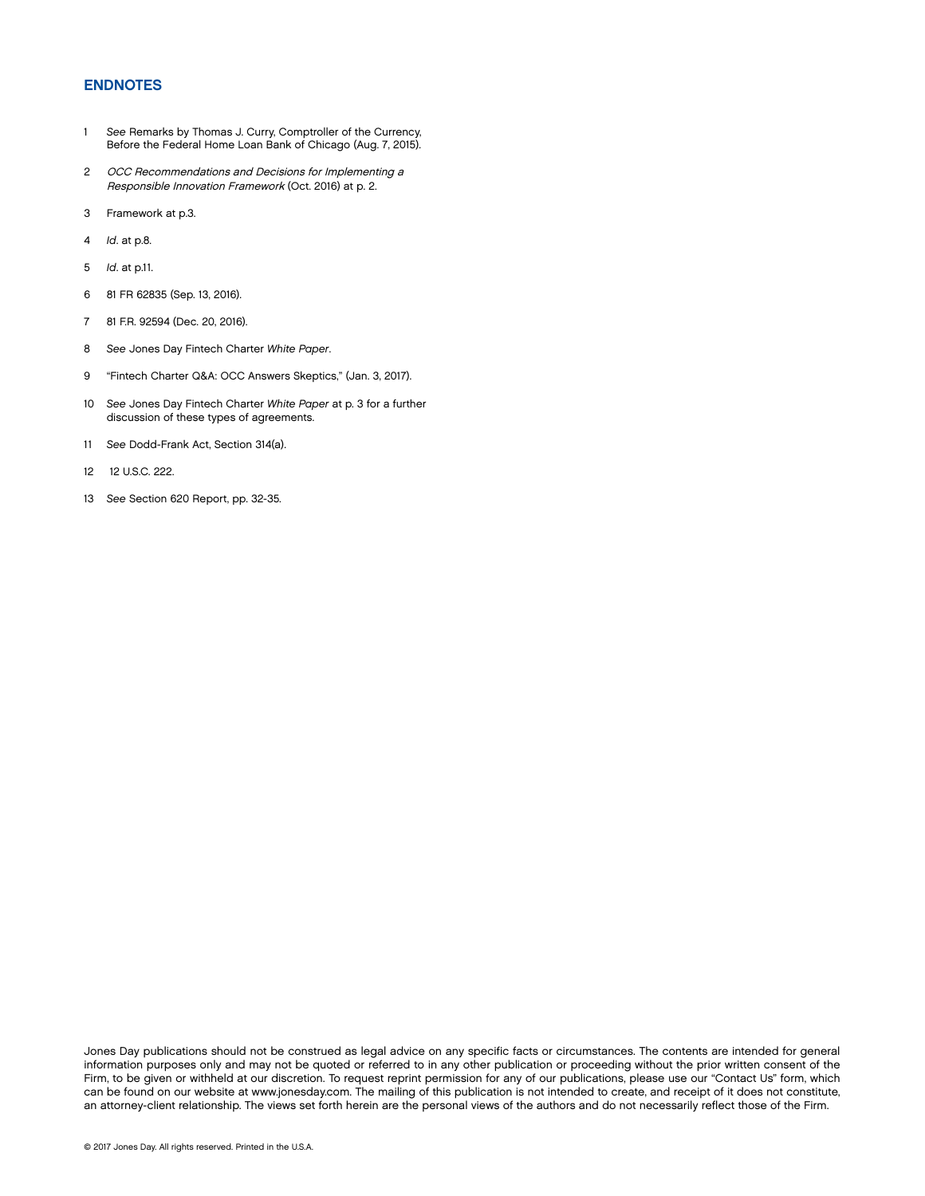## ENDNOTES

1. *See* Remarks by Thomas J. Curry, Comptroller of the Currency, Before the Federal Home Loan Bank of Chicago (Aug. 7, 2015).

2. *OCC Recommendations and Decisions for Implementing a Responsible Innovation Framework* (Oct. 2016) at p. 2.

3. Framework at p.3.

4. *Id*. at p.8.

5. *Id*. at p.11.

6. 81 FR 62835 (Sep. 13, 2016).

7. 81 F.R. 92594 (Dec. 20, 2016).

8. *See* Jones Day Fintech Charter *White Paper*.

9. "Fintech Charter Q&A: OCC Answers Skeptics," (Jan. 3, 2017).

10. *See* Jones Day Fintech Charter *White Paper* at p. 3 for a further discussion of these types of agreements.

11. *See* Dodd-Frank Act, Section 314(a).

12. 12 U.S.C. 222.

13. *See* Section 620 Report, pp. 32-35.

Jones Day publications should not be construed as legal advice on any specific facts or circumstances. The contents are intended for general information purposes only and may not be quoted or referred to in any other publication or proceeding without the prior written consent of the Firm, to be given or withheld at our discretion. To request reprint permission for any of our publications, please use our "Contact Us" form, which can be found on our website at www.jonesday.com. The mailing of this publication is not intended to create, and receipt of it does not constitute, an attorney-client relationship. The views set forth herein are the personal views of the authors and do not necessarily reflect those of the Firm.

© 2017 Jones Day. All rights reserved. Printed in the U.S.A.